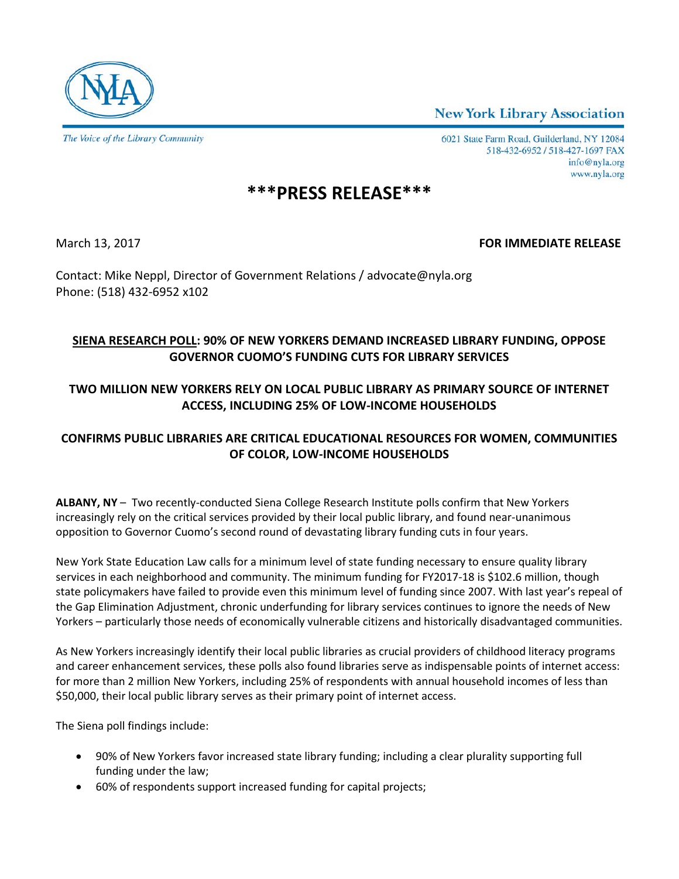New York Library Association

*The Voice of the Library Community*

6021 State Farm Road, Guilderland, NY 12084
518-432-6952 / 518-427-1697 FAX
info@nyla.org
www.nyla.org

# ***PRESS RELEASE***

March 13, 2017

**FOR IMMEDIATE RELEASE**

Contact: Mike Neppl, Director of Government Relations / advocate@nyla.org
Phone: (518) 432-6952 x102

## SIENA RESEARCH POLL: 90% OF NEW YORKERS DEMAND INCREASED LIBRARY FUNDING, OPPOSE GOVERNOR CUOMO'S FUNDING CUTS FOR LIBRARY SERVICES

## TWO MILLION NEW YORKERS RELY ON LOCAL PUBLIC LIBRARY AS PRIMARY SOURCE OF INTERNET ACCESS, INCLUDING 25% OF LOW-INCOME HOUSEHOLDS

## CONFIRMS PUBLIC LIBRARIES ARE CRITICAL EDUCATIONAL RESOURCES FOR WOMEN, COMMUNITIES OF COLOR, LOW-INCOME HOUSEHOLDS

**ALBANY, NY** – Two recently-conducted Siena College Research Institute polls confirm that New Yorkers increasingly rely on the critical services provided by their local public library, and found near-unanimous opposition to Governor Cuomo's second round of devastating library funding cuts in four years.

New York State Education Law calls for a minimum level of state funding necessary to ensure quality library services in each neighborhood and community. The minimum funding for FY2017-18 is $102.6 million, though state policymakers have failed to provide even this minimum level of funding since 2007. With last year's repeal of the Gap Elimination Adjustment, chronic underfunding for library services continues to ignore the needs of New Yorkers – particularly those needs of economically vulnerable citizens and historically disadvantaged communities.

As New Yorkers increasingly identify their local public libraries as crucial providers of childhood literacy programs and career enhancement services, these polls also found libraries serve as indispensable points of internet access: for more than 2 million New Yorkers, including 25% of respondents with annual household incomes of less than $50,000, their local public library serves as their primary point of internet access.

The Siena poll findings include:

- 90% of New Yorkers favor increased state library funding; including a clear plurality supporting full funding under the law;
- 60% of respondents support increased funding for capital projects;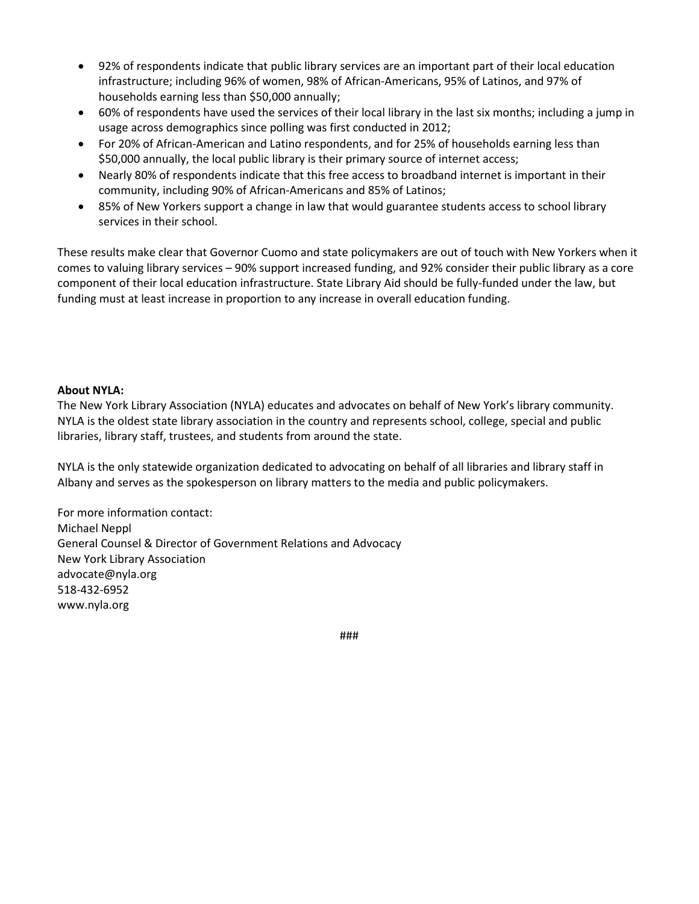- 92% of respondents indicate that public library services are an important part of their local education infrastructure; including 96% of women, 98% of African-Americans, 95% of Latinos, and 97% of households earning less than $50,000 annually;
- 60% of respondents have used the services of their local library in the last six months; including a jump in usage across demographics since polling was first conducted in 2012;
- For 20% of African-American and Latino respondents, and for 25% of households earning less than $50,000 annually, the local public library is their primary source of internet access;
- Nearly 80% of respondents indicate that this free access to broadband internet is important in their community, including 90% of African-Americans and 85% of Latinos;
- 85% of New Yorkers support a change in law that would guarantee students access to school library services in their school.

These results make clear that Governor Cuomo and state policymakers are out of touch with New Yorkers when it comes to valuing library services – 90% support increased funding, and 92% consider their public library as a core component of their local education infrastructure. State Library Aid should be fully-funded under the law, but funding must at least increase in proportion to any increase in overall education funding.

**About NYLA:**
The New York Library Association (NYLA) educates and advocates on behalf of New York's library community. NYLA is the oldest state library association in the country and represents school, college, special and public libraries, library staff, trustees, and students from around the state.

NYLA is the only statewide organization dedicated to advocating on behalf of all libraries and library staff in Albany and serves as the spokesperson on library matters to the media and public policymakers.

For more information contact:
Michael Neppl
General Counsel & Director of Government Relations and Advocacy
New York Library Association
advocate@nyla.org
518-432-6952
www.nyla.org

###